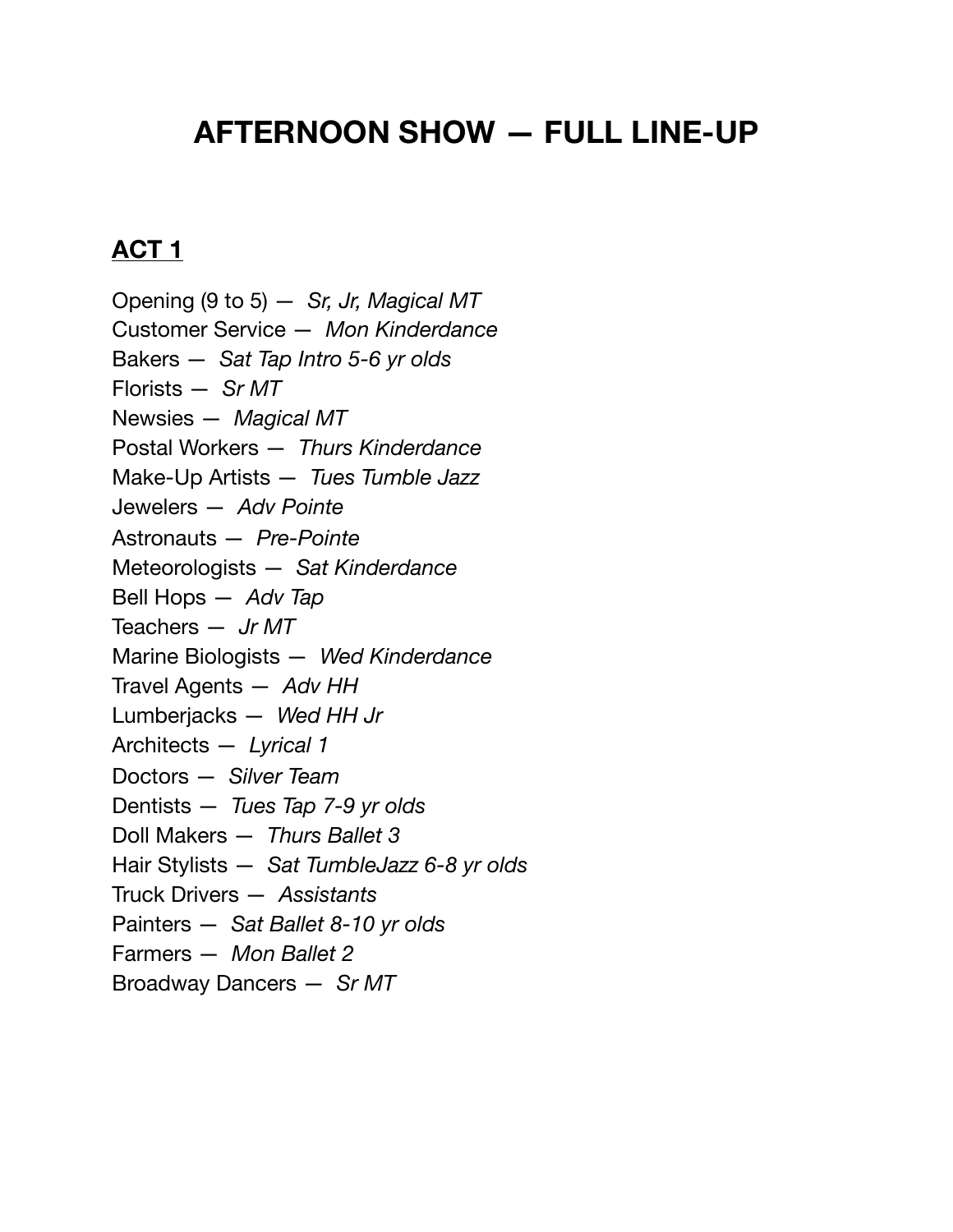# AFTERNOON SHOW — FULL LINE-UP

## ACT 1

Opening (9 to 5) — *Sr, Jr, Magical MT*
Customer Service — *Mon Kinderdance*
Bakers — *Sat Tap Intro 5-6 yr olds*
Florists — *Sr MT*
Newsies — *Magical MT*
Postal Workers — *Thurs Kinderdance*
Make-Up Artists — *Tues Tumble Jazz*
Jewelers — *Adv Pointe*
Astronauts — *Pre-Pointe*
Meteorologists — *Sat Kinderdance*
Bell Hops — *Adv Tap*
Teachers — *Jr MT*
Marine Biologists — *Wed Kinderdance*
Travel Agents — *Adv HH*
Lumberjacks — *Wed HH Jr*
Architects — *Lyrical 1*
Doctors — *Silver Team*
Dentists — *Tues Tap 7-9 yr olds*
Doll Makers — *Thurs Ballet 3*
Hair Stylists — *Sat TumbleJazz 6-8 yr olds*
Truck Drivers — *Assistants*
Painters — *Sat Ballet 8-10 yr olds*
Farmers — *Mon Ballet 2*
Broadway Dancers — *Sr MT*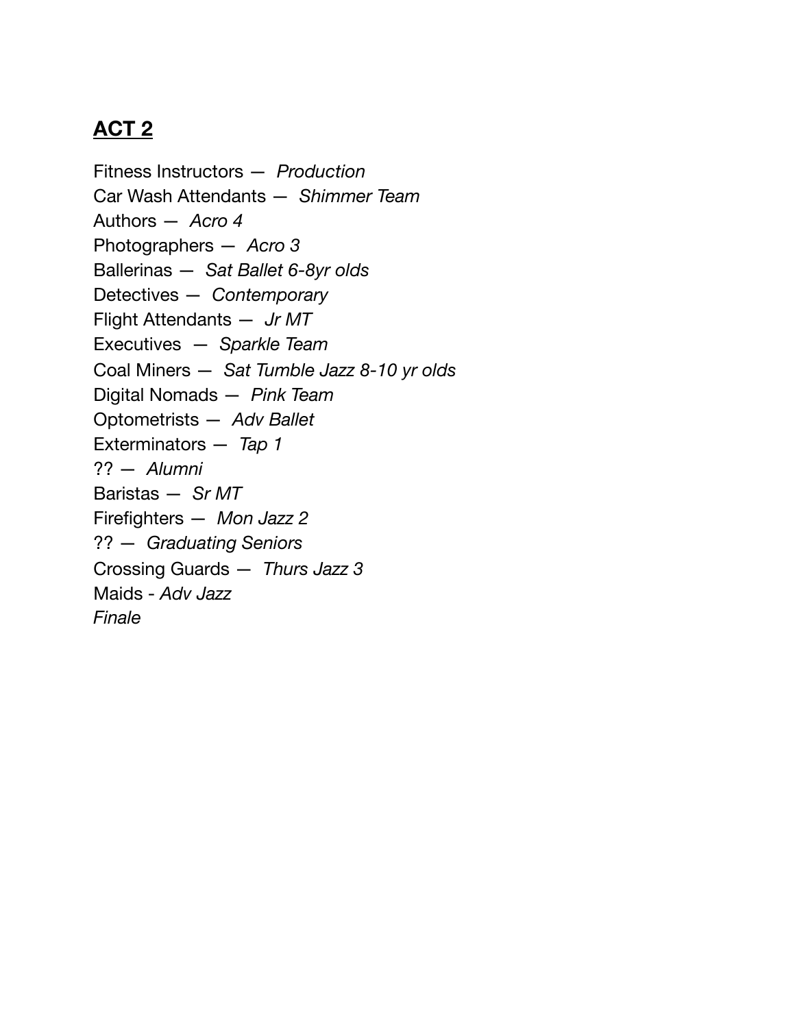## **ACT 2**

Fitness Instructors — *Production*
Car Wash Attendants — *Shimmer Team*
Authors — *Acro 4*
Photographers — *Acro 3*
Ballerinas — *Sat Ballet 6-8yr olds*
Detectives — *Contemporary*
Flight Attendants — *Jr MT*
Executives — *Sparkle Team*
Coal Miners — *Sat Tumble Jazz 8-10 yr olds*
Digital Nomads — *Pink Team*
Optometrists — *Adv Ballet*
Exterminators — *Tap 1*
?? — *Alumni*
Baristas — *Sr MT*
Firefighters — *Mon Jazz 2*
?? — *Graduating Seniors*
Crossing Guards — *Thurs Jazz 3*
Maids - *Adv Jazz*
*Finale*